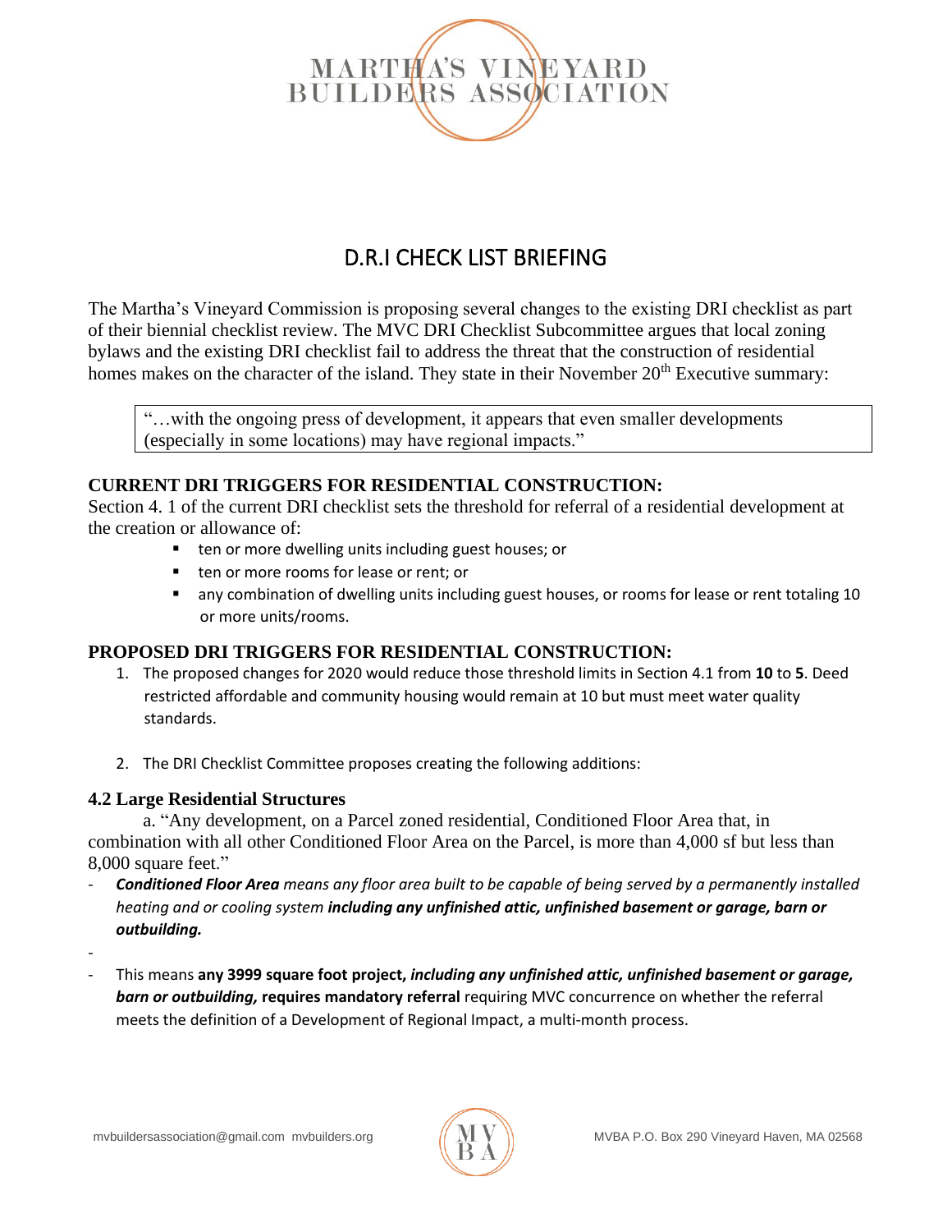# MARTHA'S VINEYARD BUILDERS ASSOCIATION

## D.R.I CHECK LIST BRIEFING

The Martha's Vineyard Commission is proposing several changes to the existing DRI checklist as part of their biennial checklist review. The MVC DRI Checklist Subcommittee argues that local zoning bylaws and the existing DRI checklist fail to address the threat that the construction of residential homes makes on the character of the island. They state in their November 20th Executive summary:

> "…with the ongoing press of development, it appears that even smaller developments (especially in some locations) may have regional impacts."

### CURRENT DRI TRIGGERS FOR RESIDENTIAL CONSTRUCTION:

Section 4. 1 of the current DRI checklist sets the threshold for referral of a residential development at the creation or allowance of:

- ten or more dwelling units including guest houses; or
- ten or more rooms for lease or rent; or
- any combination of dwelling units including guest houses, or rooms for lease or rent totaling 10 or more units/rooms.

### PROPOSED DRI TRIGGERS FOR RESIDENTIAL CONSTRUCTION:

1. The proposed changes for 2020 would reduce those threshold limits in Section 4.1 from **10** to **5**. Deed restricted affordable and community housing would remain at 10 but must meet water quality standards.

2. The DRI Checklist Committee proposes creating the following additions:

### 4.2 Large Residential Structures

a. "Any development, on a Parcel zoned residential, Conditioned Floor Area that, in combination with all other Conditioned Floor Area on the Parcel, is more than 4,000 sf but less than 8,000 square feet."

- ***Conditioned Floor Area*** *means any floor area built to be capable of being served by a permanently installed heating and or cooling system* ***including any unfinished attic, unfinished basement or garage, barn or outbuilding.***

- This means **any 3999 square foot project,** ***including any unfinished attic, unfinished basement or garage, barn or outbuilding,*** **requires mandatory referral** requiring MVC concurrence on whether the referral meets the definition of a Development of Regional Impact, a multi-month process.

mvbuildersassociation@gmail.com mvbuilders.org MVBA P.O. Box 290 Vineyard Haven, MA 02568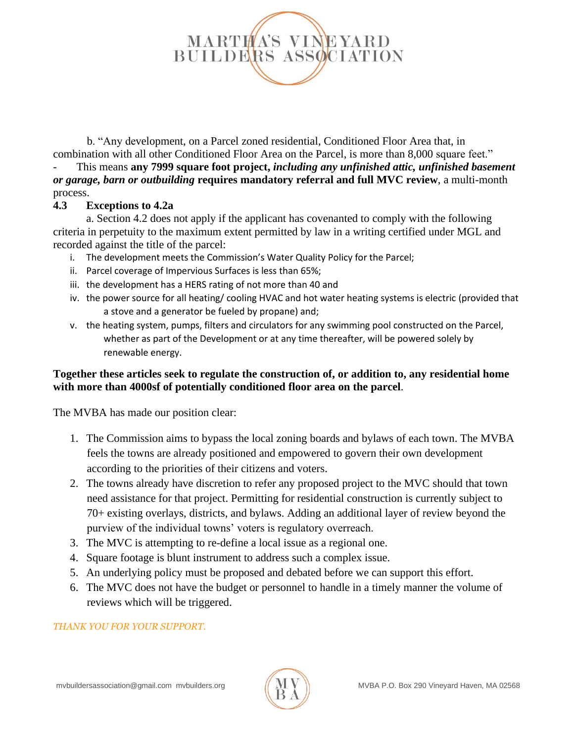# MARTHA'S VINEYARD BUILDERS ASSOCIATION

b. "Any development, on a Parcel zoned residential, Conditioned Floor Area that, in combination with all other Conditioned Floor Area on the Parcel, is more than 8,000 square feet."

- This means **any 7999 square foot project, *including any unfinished attic, unfinished basement or garage, barn or outbuilding* requires mandatory referral and full MVC review**, a multi-month process.

### 4.3 Exceptions to 4.2a

a. Section 4.2 does not apply if the applicant has covenanted to comply with the following criteria in perpetuity to the maximum extent permitted by law in a writing certified under MGL and recorded against the title of the parcel:

i. The development meets the Commission's Water Quality Policy for the Parcel;
ii. Parcel coverage of Impervious Surfaces is less than 65%;
iii. the development has a HERS rating of not more than 40 and
iv. the power source for all heating/ cooling HVAC and hot water heating systems is electric (provided that a stove and a generator be fueled by propane) and;
v. the heating system, pumps, filters and circulators for any swimming pool constructed on the Parcel, whether as part of the Development or at any time thereafter, will be powered solely by renewable energy.

**Together these articles seek to regulate the construction of, or addition to, any residential home with more than 4000sf of potentially conditioned floor area on the parcel**.

The MVBA has made our position clear:

1. The Commission aims to bypass the local zoning boards and bylaws of each town. The MVBA feels the towns are already positioned and empowered to govern their own development according to the priorities of their citizens and voters.
2. The towns already have discretion to refer any proposed project to the MVC should that town need assistance for that project. Permitting for residential construction is currently subject to 70+ existing overlays, districts, and bylaws. Adding an additional layer of review beyond the purview of the individual towns' voters is regulatory overreach.
3. The MVC is attempting to re-define a local issue as a regional one.
4. Square footage is blunt instrument to address such a complex issue.
5. An underlying policy must be proposed and debated before we can support this effort.
6. The MVC does not have the budget or personnel to handle in a timely manner the volume of reviews which will be triggered.

*THANK YOU FOR YOUR SUPPORT.*

mvbuildersassociation@gmail.com mvbuilders.org MVBA P.O. Box 290 Vineyard Haven, MA 02568